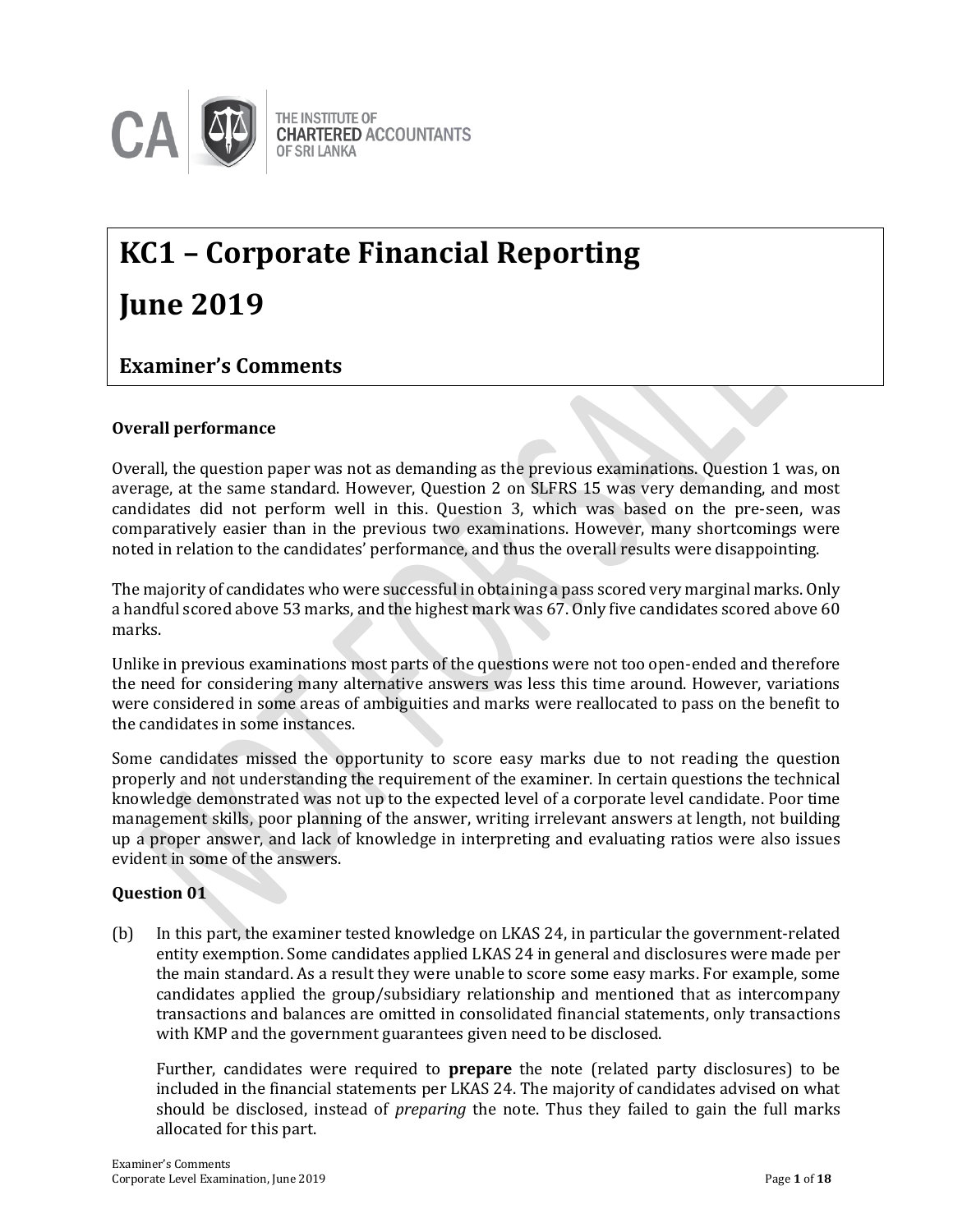THE INSTITUTE OF CHARTERED ACCOUNTANTS OF SRI LANKA

# KC1 – Corporate Financial Reporting

# June 2019

## Examiner's Comments

**Overall performance**

Overall, the question paper was not as demanding as the previous examinations. Question 1 was, on average, at the same standard. However, Question 2 on SLFRS 15 was very demanding, and most candidates did not perform well in this. Question 3, which was based on the pre-seen, was comparatively easier than in the previous two examinations. However, many shortcomings were noted in relation to the candidates' performance, and thus the overall results were disappointing.

The majority of candidates who were successful in obtaining a pass scored very marginal marks. Only a handful scored above 53 marks, and the highest mark was 67. Only five candidates scored above 60 marks.

Unlike in previous examinations most parts of the questions were not too open-ended and therefore the need for considering many alternative answers was less this time around. However, variations were considered in some areas of ambiguities and marks were reallocated to pass on the benefit to the candidates in some instances.

Some candidates missed the opportunity to score easy marks due to not reading the question properly and not understanding the requirement of the examiner. In certain questions the technical knowledge demonstrated was not up to the expected level of a corporate level candidate. Poor time management skills, poor planning of the answer, writing irrelevant answers at length, not building up a proper answer, and lack of knowledge in interpreting and evaluating ratios were also issues evident in some of the answers.

**Question 01**

(b) In this part, the examiner tested knowledge on LKAS 24, in particular the government-related entity exemption. Some candidates applied LKAS 24 in general and disclosures were made per the main standard. As a result they were unable to score some easy marks. For example, some candidates applied the group/subsidiary relationship and mentioned that as intercompany transactions and balances are omitted in consolidated financial statements, only transactions with KMP and the government guarantees given need to be disclosed.

Further, candidates were required to **prepare** the note (related party disclosures) to be included in the financial statements per LKAS 24. The majority of candidates advised on what should be disclosed, instead of *preparing* the note. Thus they failed to gain the full marks allocated for this part.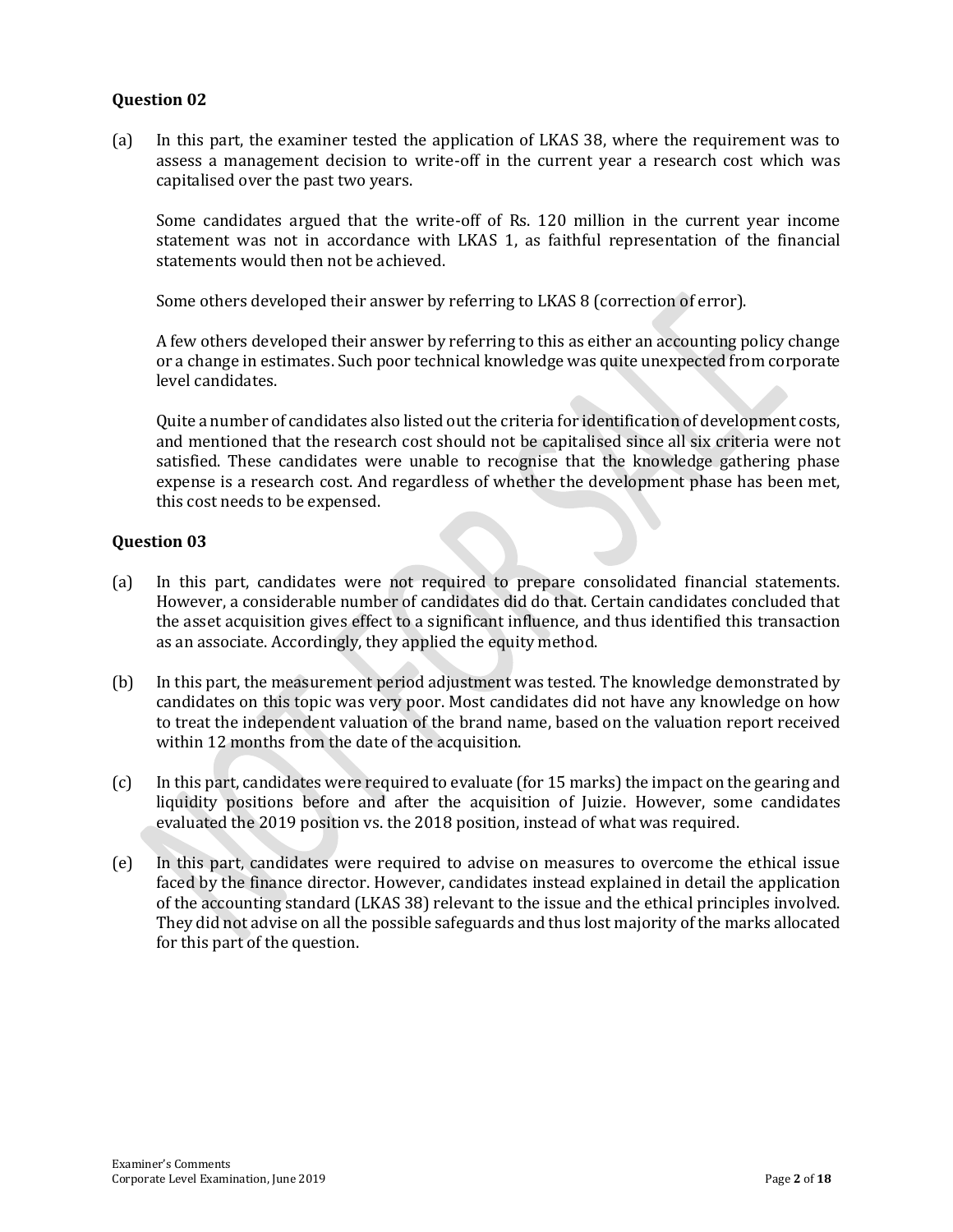## Question 02

(a) In this part, the examiner tested the application of LKAS 38, where the requirement was to assess a management decision to write-off in the current year a research cost which was capitalised over the past two years.

Some candidates argued that the write-off of Rs. 120 million in the current year income statement was not in accordance with LKAS 1, as faithful representation of the financial statements would then not be achieved.

Some others developed their answer by referring to LKAS 8 (correction of error).

A few others developed their answer by referring to this as either an accounting policy change or a change in estimates. Such poor technical knowledge was quite unexpected from corporate level candidates.

Quite a number of candidates also listed out the criteria for identification of development costs, and mentioned that the research cost should not be capitalised since all six criteria were not satisfied. These candidates were unable to recognise that the knowledge gathering phase expense is a research cost. And regardless of whether the development phase has been met, this cost needs to be expensed.

## Question 03

(a) In this part, candidates were not required to prepare consolidated financial statements. However, a considerable number of candidates did do that. Certain candidates concluded that the asset acquisition gives effect to a significant influence, and thus identified this transaction as an associate. Accordingly, they applied the equity method.

(b) In this part, the measurement period adjustment was tested. The knowledge demonstrated by candidates on this topic was very poor. Most candidates did not have any knowledge on how to treat the independent valuation of the brand name, based on the valuation report received within 12 months from the date of the acquisition.

(c) In this part, candidates were required to evaluate (for 15 marks) the impact on the gearing and liquidity positions before and after the acquisition of Juizie. However, some candidates evaluated the 2019 position vs. the 2018 position, instead of what was required.

(e) In this part, candidates were required to advise on measures to overcome the ethical issue faced by the finance director. However, candidates instead explained in detail the application of the accounting standard (LKAS 38) relevant to the issue and the ethical principles involved. They did not advise on all the possible safeguards and thus lost majority of the marks allocated for this part of the question.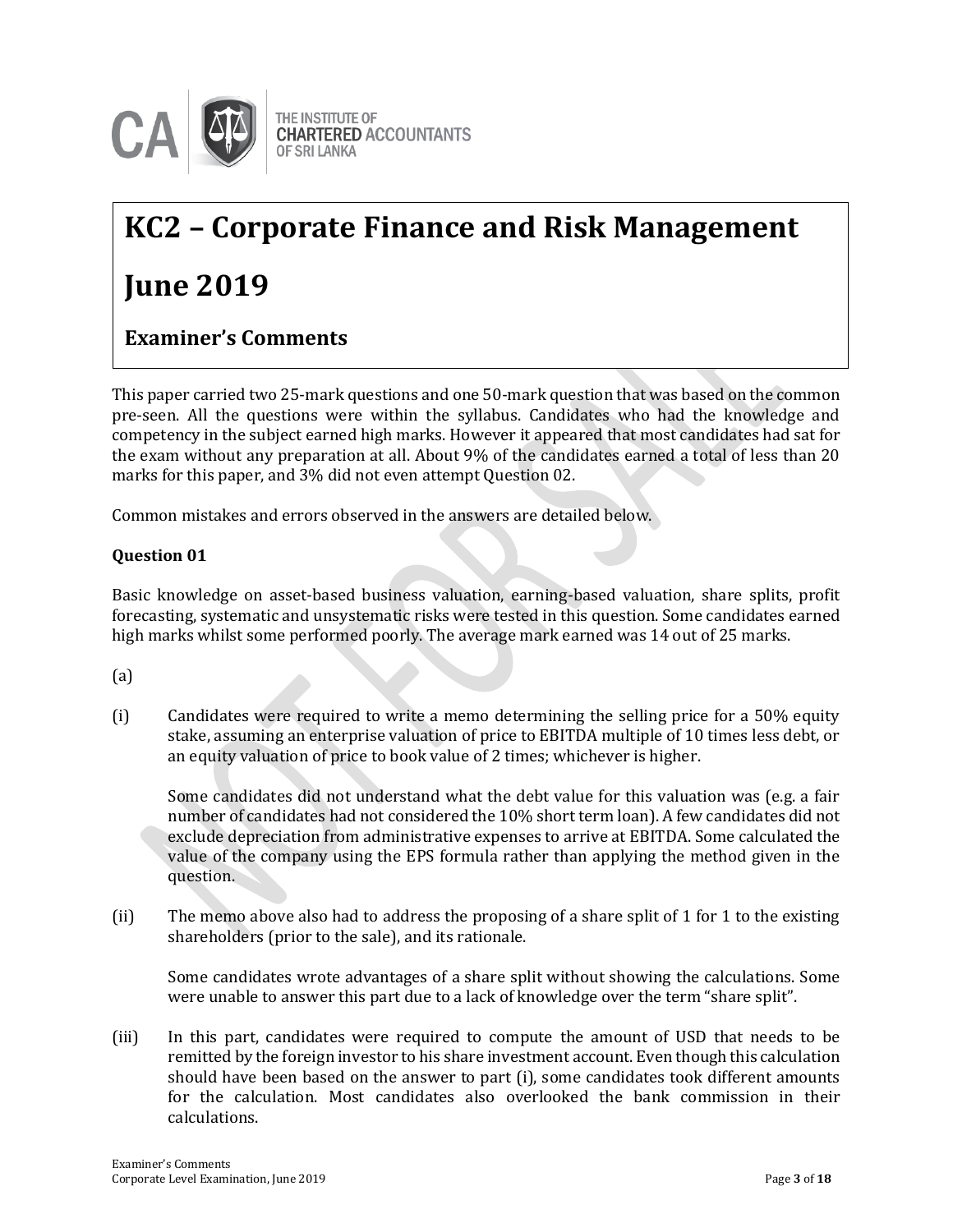# KC2 – Corporate Finance and Risk Management

# June 2019

## Examiner's Comments

This paper carried two 25-mark questions and one 50-mark question that was based on the common pre-seen. All the questions were within the syllabus. Candidates who had the knowledge and competency in the subject earned high marks. However it appeared that most candidates had sat for the exam without any preparation at all. About 9% of the candidates earned a total of less than 20 marks for this paper, and 3% did not even attempt Question 02.

Common mistakes and errors observed in the answers are detailed below.

**Question 01**

Basic knowledge on asset-based business valuation, earning-based valuation, share splits, profit forecasting, systematic and unsystematic risks were tested in this question. Some candidates earned high marks whilst some performed poorly. The average mark earned was 14 out of 25 marks.

(a)

(i) Candidates were required to write a memo determining the selling price for a 50% equity stake, assuming an enterprise valuation of price to EBITDA multiple of 10 times less debt, or an equity valuation of price to book value of 2 times; whichever is higher.

Some candidates did not understand what the debt value for this valuation was (e.g. a fair number of candidates had not considered the 10% short term loan). A few candidates did not exclude depreciation from administrative expenses to arrive at EBITDA. Some calculated the value of the company using the EPS formula rather than applying the method given in the question.

(ii) The memo above also had to address the proposing of a share split of 1 for 1 to the existing shareholders (prior to the sale), and its rationale.

Some candidates wrote advantages of a share split without showing the calculations. Some were unable to answer this part due to a lack of knowledge over the term "share split".

(iii) In this part, candidates were required to compute the amount of USD that needs to be remitted by the foreign investor to his share investment account. Even though this calculation should have been based on the answer to part (i), some candidates took different amounts for the calculation. Most candidates also overlooked the bank commission in their calculations.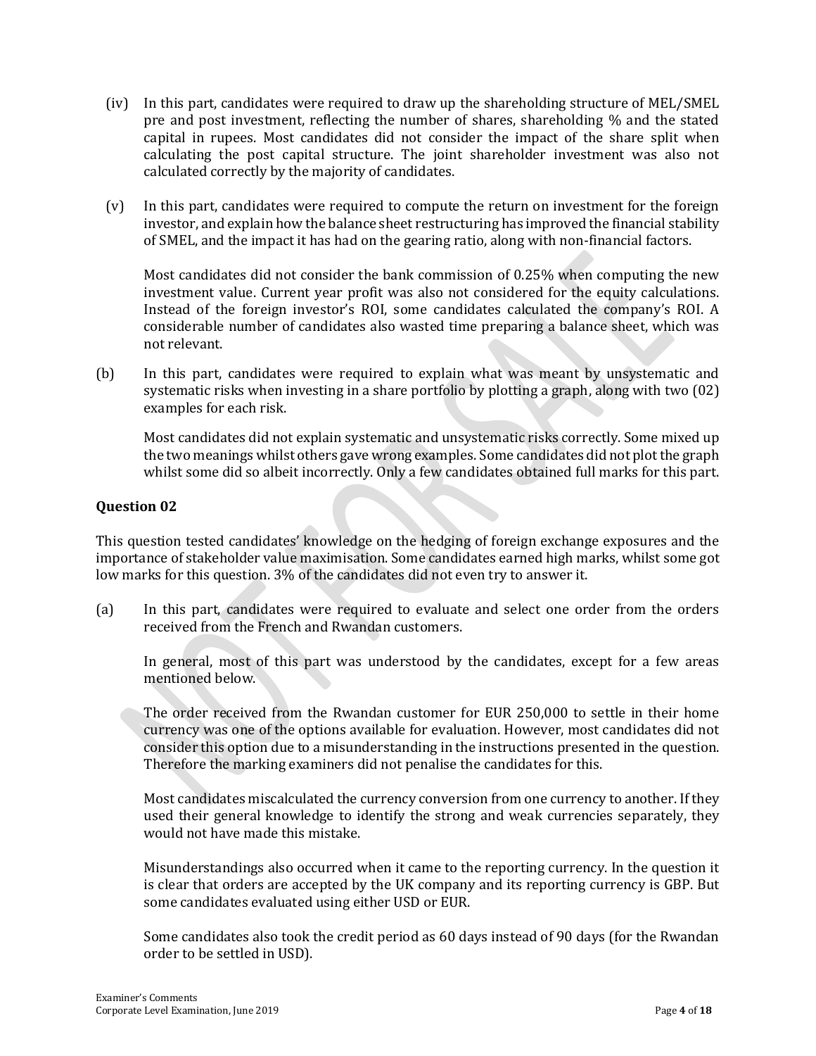(iv) In this part, candidates were required to draw up the shareholding structure of MEL/SMEL pre and post investment, reflecting the number of shares, shareholding % and the stated capital in rupees. Most candidates did not consider the impact of the share split when calculating the post capital structure. The joint shareholder investment was also not calculated correctly by the majority of candidates.

(v) In this part, candidates were required to compute the return on investment for the foreign investor, and explain how the balance sheet restructuring has improved the financial stability of SMEL, and the impact it has had on the gearing ratio, along with non-financial factors.

Most candidates did not consider the bank commission of 0.25% when computing the new investment value. Current year profit was also not considered for the equity calculations. Instead of the foreign investor's ROI, some candidates calculated the company's ROI. A considerable number of candidates also wasted time preparing a balance sheet, which was not relevant.

(b) In this part, candidates were required to explain what was meant by unsystematic and systematic risks when investing in a share portfolio by plotting a graph, along with two (02) examples for each risk.

Most candidates did not explain systematic and unsystematic risks correctly. Some mixed up the two meanings whilst others gave wrong examples. Some candidates did not plot the graph whilst some did so albeit incorrectly. Only a few candidates obtained full marks for this part.

### Question 02

This question tested candidates' knowledge on the hedging of foreign exchange exposures and the importance of stakeholder value maximisation. Some candidates earned high marks, whilst some got low marks for this question. 3% of the candidates did not even try to answer it.

(a) In this part, candidates were required to evaluate and select one order from the orders received from the French and Rwandan customers.

In general, most of this part was understood by the candidates, except for a few areas mentioned below.

The order received from the Rwandan customer for EUR 250,000 to settle in their home currency was one of the options available for evaluation. However, most candidates did not consider this option due to a misunderstanding in the instructions presented in the question. Therefore the marking examiners did not penalise the candidates for this.

Most candidates miscalculated the currency conversion from one currency to another. If they used their general knowledge to identify the strong and weak currencies separately, they would not have made this mistake.

Misunderstandings also occurred when it came to the reporting currency. In the question it is clear that orders are accepted by the UK company and its reporting currency is GBP. But some candidates evaluated using either USD or EUR.

Some candidates also took the credit period as 60 days instead of 90 days (for the Rwandan order to be settled in USD).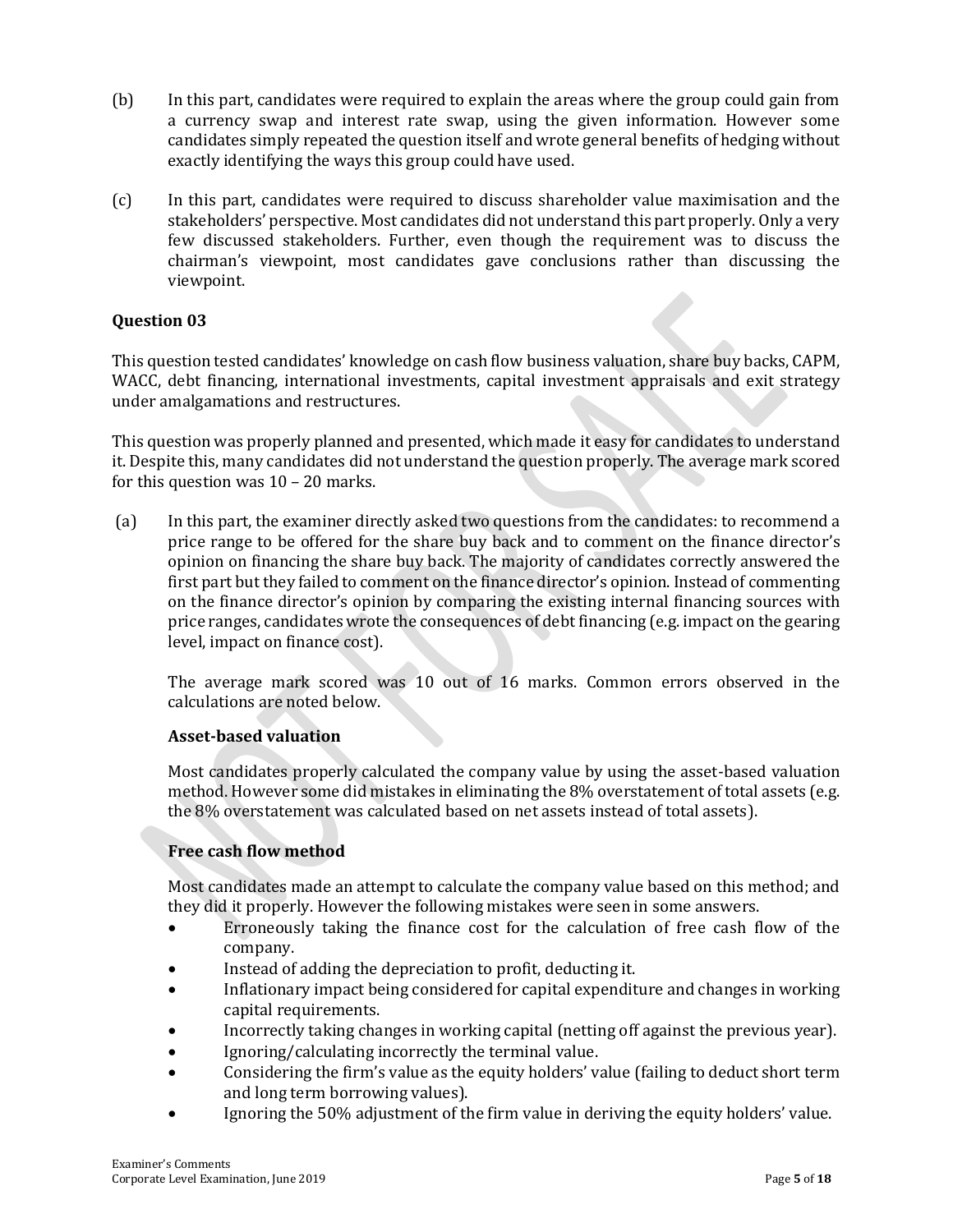(b) In this part, candidates were required to explain the areas where the group could gain from a currency swap and interest rate swap, using the given information. However some candidates simply repeated the question itself and wrote general benefits of hedging without exactly identifying the ways this group could have used.

(c) In this part, candidates were required to discuss shareholder value maximisation and the stakeholders' perspective. Most candidates did not understand this part properly. Only a very few discussed stakeholders. Further, even though the requirement was to discuss the chairman's viewpoint, most candidates gave conclusions rather than discussing the viewpoint.

### Question 03

This question tested candidates' knowledge on cash flow business valuation, share buy backs, CAPM, WACC, debt financing, international investments, capital investment appraisals and exit strategy under amalgamations and restructures.

This question was properly planned and presented, which made it easy for candidates to understand it. Despite this, many candidates did not understand the question properly. The average mark scored for this question was 10 – 20 marks.

(a) In this part, the examiner directly asked two questions from the candidates: to recommend a price range to be offered for the share buy back and to comment on the finance director's opinion on financing the share buy back. The majority of candidates correctly answered the first part but they failed to comment on the finance director's opinion. Instead of commenting on the finance director's opinion by comparing the existing internal financing sources with price ranges, candidates wrote the consequences of debt financing (e.g. impact on the gearing level, impact on finance cost).

The average mark scored was 10 out of 16 marks. Common errors observed in the calculations are noted below.

**Asset-based valuation**

Most candidates properly calculated the company value by using the asset-based valuation method. However some did mistakes in eliminating the 8% overstatement of total assets (e.g. the 8% overstatement was calculated based on net assets instead of total assets).

**Free cash flow method**

Most candidates made an attempt to calculate the company value based on this method; and they did it properly. However the following mistakes were seen in some answers.

- Erroneously taking the finance cost for the calculation of free cash flow of the company.
- Instead of adding the depreciation to profit, deducting it.
- Inflationary impact being considered for capital expenditure and changes in working capital requirements.
- Incorrectly taking changes in working capital (netting off against the previous year).
- Ignoring/calculating incorrectly the terminal value.
- Considering the firm's value as the equity holders' value (failing to deduct short term and long term borrowing values).
- Ignoring the 50% adjustment of the firm value in deriving the equity holders' value.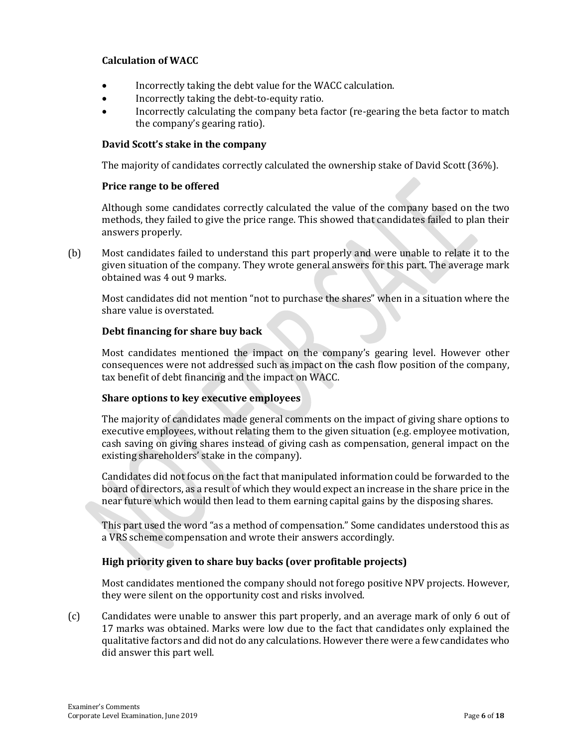**Calculation of WACC**

- Incorrectly taking the debt value for the WACC calculation.
- Incorrectly taking the debt-to-equity ratio.
- Incorrectly calculating the company beta factor (re-gearing the beta factor to match the company's gearing ratio).

**David Scott's stake in the company**

The majority of candidates correctly calculated the ownership stake of David Scott (36%).

**Price range to be offered**

Although some candidates correctly calculated the value of the company based on the two methods, they failed to give the price range. This showed that candidates failed to plan their answers properly.

(b) Most candidates failed to understand this part properly and were unable to relate it to the given situation of the company. They wrote general answers for this part. The average mark obtained was 4 out 9 marks.

Most candidates did not mention "not to purchase the shares" when in a situation where the share value is overstated.

**Debt financing for share buy back**

Most candidates mentioned the impact on the company's gearing level. However other consequences were not addressed such as impact on the cash flow position of the company, tax benefit of debt financing and the impact on WACC.

**Share options to key executive employees**

The majority of candidates made general comments on the impact of giving share options to executive employees, without relating them to the given situation (e.g. employee motivation, cash saving on giving shares instead of giving cash as compensation, general impact on the existing shareholders' stake in the company).

Candidates did not focus on the fact that manipulated information could be forwarded to the board of directors, as a result of which they would expect an increase in the share price in the near future which would then lead to them earning capital gains by the disposing shares.

This part used the word "as a method of compensation." Some candidates understood this as a VRS scheme compensation and wrote their answers accordingly.

**High priority given to share buy backs (over profitable projects)**

Most candidates mentioned the company should not forego positive NPV projects. However, they were silent on the opportunity cost and risks involved.

(c) Candidates were unable to answer this part properly, and an average mark of only 6 out of 17 marks was obtained. Marks were low due to the fact that candidates only explained the qualitative factors and did not do any calculations. However there were a few candidates who did answer this part well.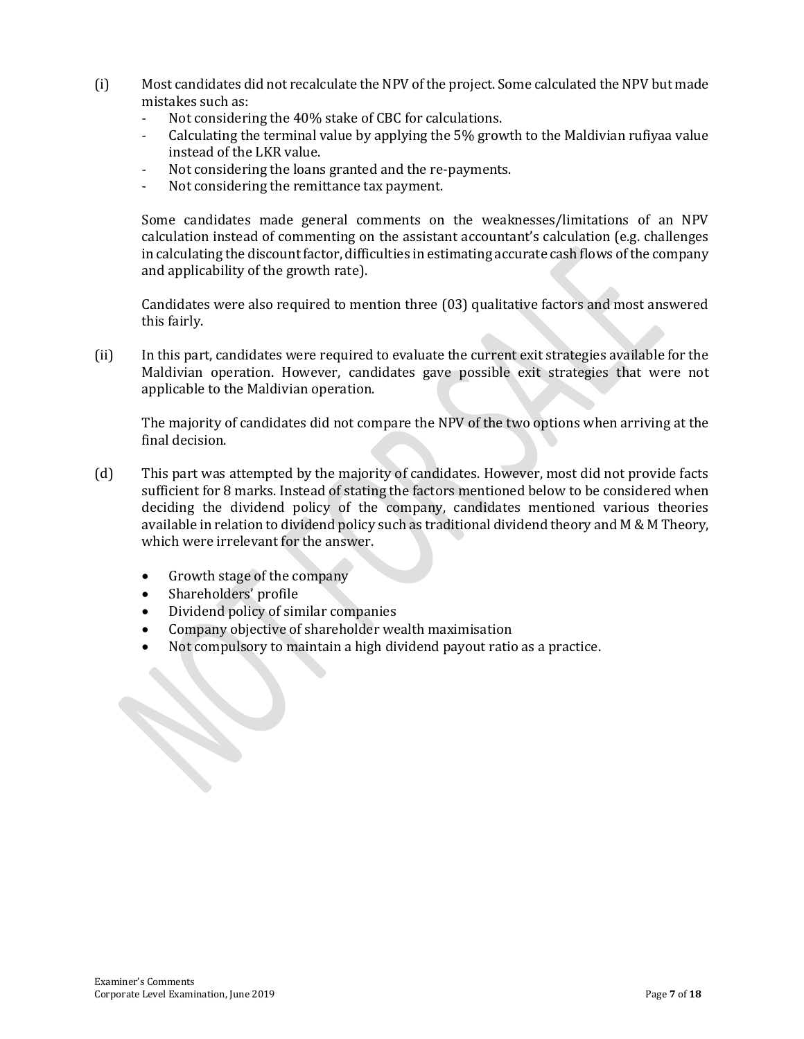(i) Most candidates did not recalculate the NPV of the project. Some calculated the NPV but made mistakes such as:

- Not considering the 40% stake of CBC for calculations.
- Calculating the terminal value by applying the 5% growth to the Maldivian rufiyaa value instead of the LKR value.
- Not considering the loans granted and the re-payments.
- Not considering the remittance tax payment.

Some candidates made general comments on the weaknesses/limitations of an NPV calculation instead of commenting on the assistant accountant's calculation (e.g. challenges in calculating the discount factor, difficulties in estimating accurate cash flows of the company and applicability of the growth rate).

Candidates were also required to mention three (03) qualitative factors and most answered this fairly.

(ii) In this part, candidates were required to evaluate the current exit strategies available for the Maldivian operation. However, candidates gave possible exit strategies that were not applicable to the Maldivian operation.

The majority of candidates did not compare the NPV of the two options when arriving at the final decision.

(d) This part was attempted by the majority of candidates. However, most did not provide facts sufficient for 8 marks. Instead of stating the factors mentioned below to be considered when deciding the dividend policy of the company, candidates mentioned various theories available in relation to dividend policy such as traditional dividend theory and M & M Theory, which were irrelevant for the answer.

- Growth stage of the company
- Shareholders' profile
- Dividend policy of similar companies
- Company objective of shareholder wealth maximisation
- Not compulsory to maintain a high dividend payout ratio as a practice.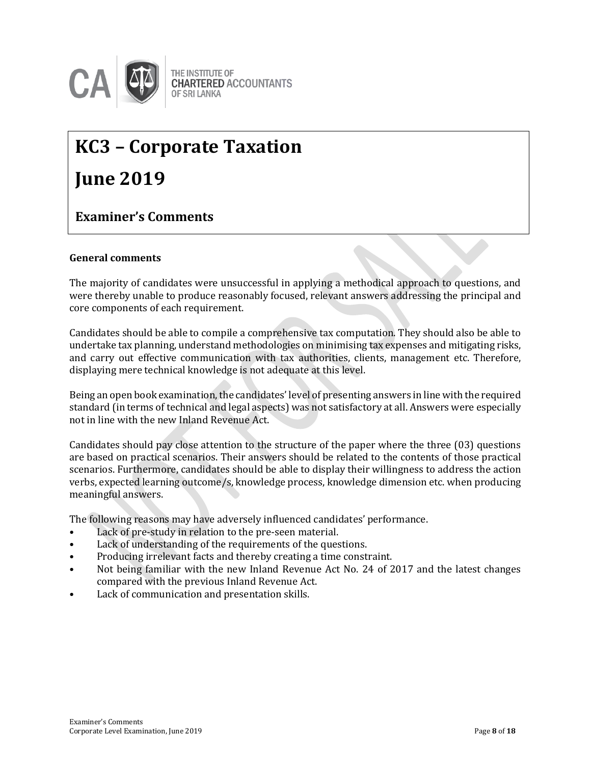# KC3 – Corporate Taxation

# June 2019

## Examiner's Comments

**General comments**

The majority of candidates were unsuccessful in applying a methodical approach to questions, and were thereby unable to produce reasonably focused, relevant answers addressing the principal and core components of each requirement.

Candidates should be able to compile a comprehensive tax computation. They should also be able to undertake tax planning, understand methodologies on minimising tax expenses and mitigating risks, and carry out effective communication with tax authorities, clients, management etc. Therefore, displaying mere technical knowledge is not adequate at this level.

Being an open book examination, the candidates' level of presenting answers in line with the required standard (in terms of technical and legal aspects) was not satisfactory at all. Answers were especially not in line with the new Inland Revenue Act.

Candidates should pay close attention to the structure of the paper where the three (03) questions are based on practical scenarios. Their answers should be related to the contents of those practical scenarios. Furthermore, candidates should be able to display their willingness to address the action verbs, expected learning outcome/s, knowledge process, knowledge dimension etc. when producing meaningful answers.

The following reasons may have adversely influenced candidates' performance.

- Lack of pre-study in relation to the pre-seen material.
- Lack of understanding of the requirements of the questions.
- Producing irrelevant facts and thereby creating a time constraint.
- Not being familiar with the new Inland Revenue Act No. 24 of 2017 and the latest changes compared with the previous Inland Revenue Act.
- Lack of communication and presentation skills.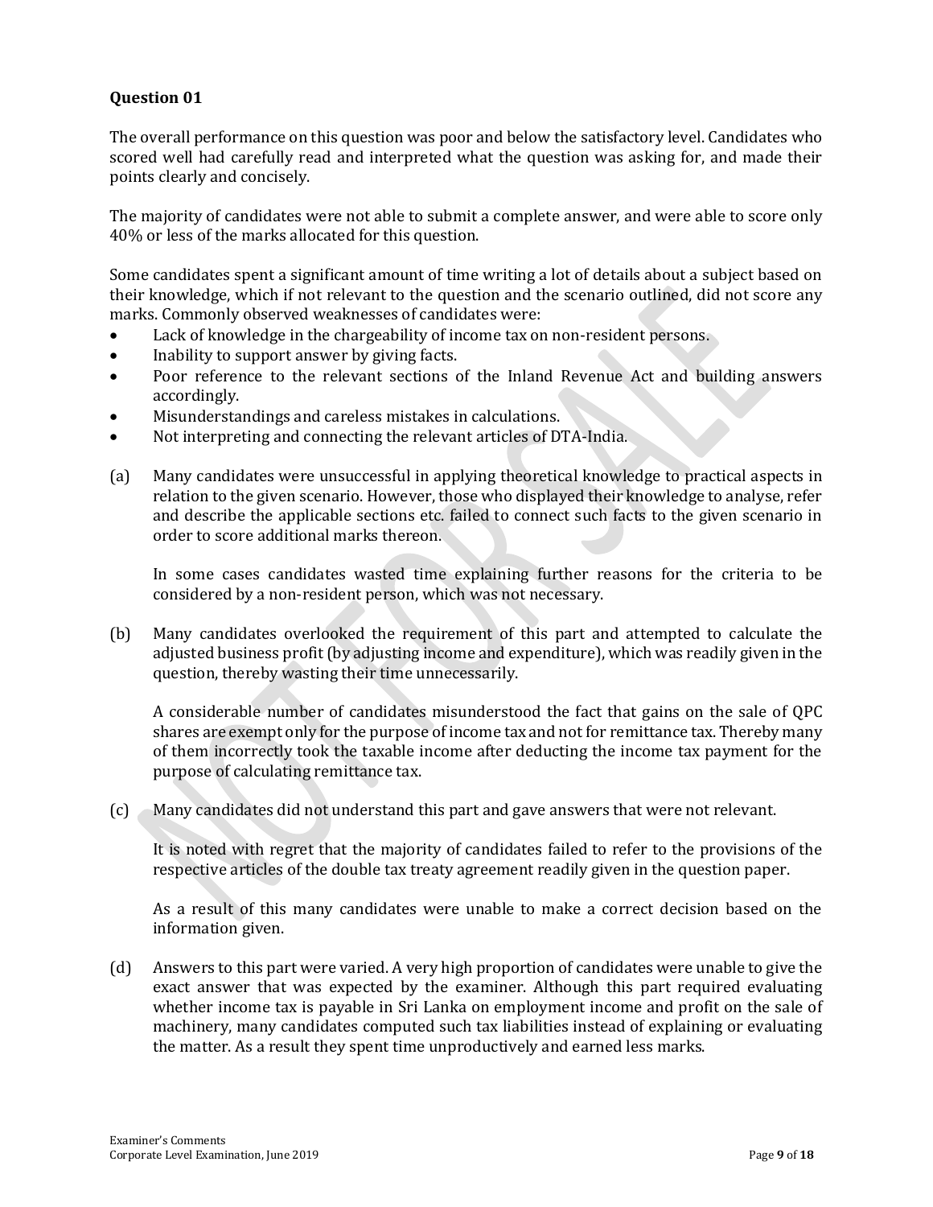**Question 01**

The overall performance on this question was poor and below the satisfactory level. Candidates who scored well had carefully read and interpreted what the question was asking for, and made their points clearly and concisely.

The majority of candidates were not able to submit a complete answer, and were able to score only 40% or less of the marks allocated for this question.

Some candidates spent a significant amount of time writing a lot of details about a subject based on their knowledge, which if not relevant to the question and the scenario outlined, did not score any marks. Commonly observed weaknesses of candidates were:

- Lack of knowledge in the chargeability of income tax on non-resident persons.
- Inability to support answer by giving facts.
- Poor reference to the relevant sections of the Inland Revenue Act and building answers accordingly.
- Misunderstandings and careless mistakes in calculations.
- Not interpreting and connecting the relevant articles of DTA-India.

(a) Many candidates were unsuccessful in applying theoretical knowledge to practical aspects in relation to the given scenario. However, those who displayed their knowledge to analyse, refer and describe the applicable sections etc. failed to connect such facts to the given scenario in order to score additional marks thereon.

In some cases candidates wasted time explaining further reasons for the criteria to be considered by a non-resident person, which was not necessary.

(b) Many candidates overlooked the requirement of this part and attempted to calculate the adjusted business profit (by adjusting income and expenditure), which was readily given in the question, thereby wasting their time unnecessarily.

A considerable number of candidates misunderstood the fact that gains on the sale of QPC shares are exempt only for the purpose of income tax and not for remittance tax. Thereby many of them incorrectly took the taxable income after deducting the income tax payment for the purpose of calculating remittance tax.

(c) Many candidates did not understand this part and gave answers that were not relevant.

It is noted with regret that the majority of candidates failed to refer to the provisions of the respective articles of the double tax treaty agreement readily given in the question paper.

As a result of this many candidates were unable to make a correct decision based on the information given.

(d) Answers to this part were varied. A very high proportion of candidates were unable to give the exact answer that was expected by the examiner. Although this part required evaluating whether income tax is payable in Sri Lanka on employment income and profit on the sale of machinery, many candidates computed such tax liabilities instead of explaining or evaluating the matter. As a result they spent time unproductively and earned less marks.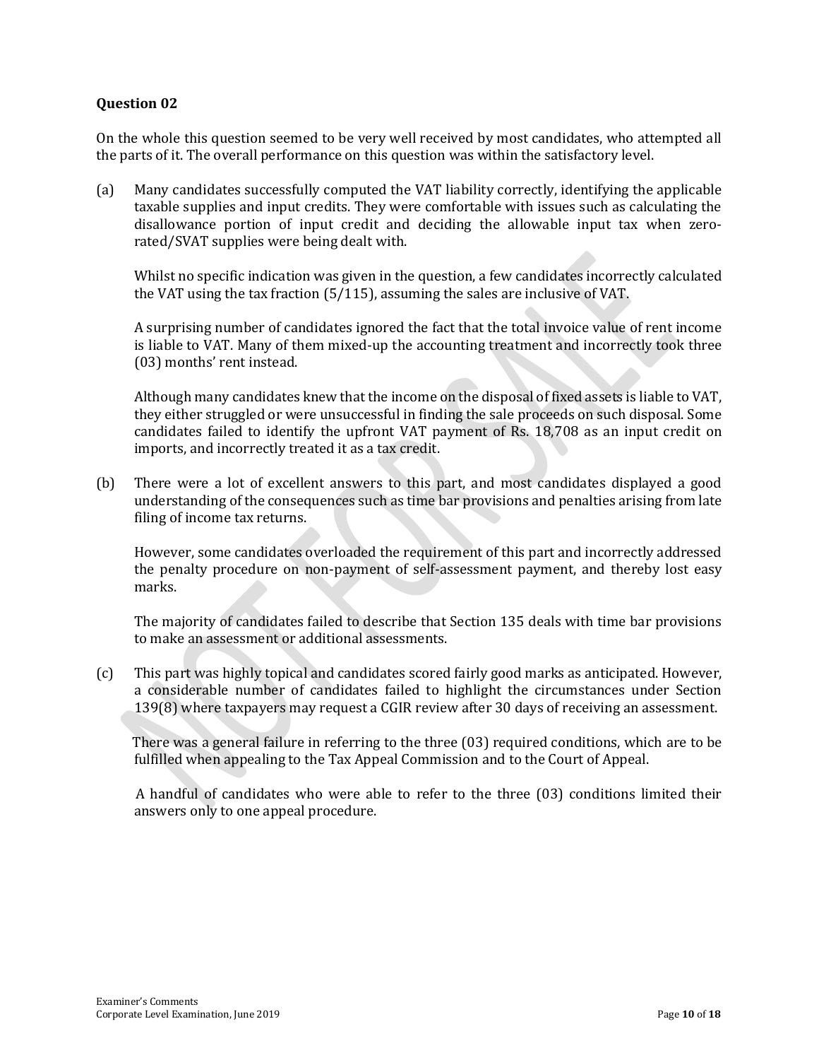**Question 02**

On the whole this question seemed to be very well received by most candidates, who attempted all the parts of it. The overall performance on this question was within the satisfactory level.

(a) Many candidates successfully computed the VAT liability correctly, identifying the applicable taxable supplies and input credits. They were comfortable with issues such as calculating the disallowance portion of input credit and deciding the allowable input tax when zero-rated/SVAT supplies were being dealt with.

Whilst no specific indication was given in the question, a few candidates incorrectly calculated the VAT using the tax fraction (5/115), assuming the sales are inclusive of VAT.

A surprising number of candidates ignored the fact that the total invoice value of rent income is liable to VAT. Many of them mixed-up the accounting treatment and incorrectly took three (03) months' rent instead.

Although many candidates knew that the income on the disposal of fixed assets is liable to VAT, they either struggled or were unsuccessful in finding the sale proceeds on such disposal. Some candidates failed to identify the upfront VAT payment of Rs. 18,708 as an input credit on imports, and incorrectly treated it as a tax credit.

(b) There were a lot of excellent answers to this part, and most candidates displayed a good understanding of the consequences such as time bar provisions and penalties arising from late filing of income tax returns.

However, some candidates overloaded the requirement of this part and incorrectly addressed the penalty procedure on non-payment of self-assessment payment, and thereby lost easy marks.

The majority of candidates failed to describe that Section 135 deals with time bar provisions to make an assessment or additional assessments.

(c) This part was highly topical and candidates scored fairly good marks as anticipated. However, a considerable number of candidates failed to highlight the circumstances under Section 139(8) where taxpayers may request a CGIR review after 30 days of receiving an assessment.

There was a general failure in referring to the three (03) required conditions, which are to be fulfilled when appealing to the Tax Appeal Commission and to the Court of Appeal.

A handful of candidates who were able to refer to the three (03) conditions limited their answers only to one appeal procedure.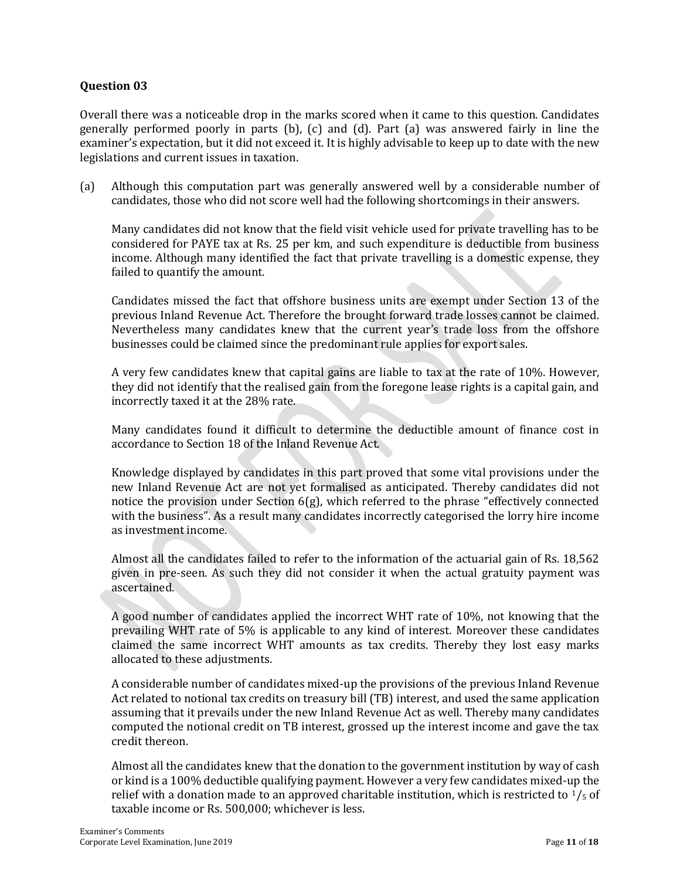**Question 03**

Overall there was a noticeable drop in the marks scored when it came to this question. Candidates generally performed poorly in parts (b), (c) and (d). Part (a) was answered fairly in line the examiner's expectation, but it did not exceed it. It is highly advisable to keep up to date with the new legislations and current issues in taxation.

(a) Although this computation part was generally answered well by a considerable number of candidates, those who did not score well had the following shortcomings in their answers.

Many candidates did not know that the field visit vehicle used for private travelling has to be considered for PAYE tax at Rs. 25 per km, and such expenditure is deductible from business income. Although many identified the fact that private travelling is a domestic expense, they failed to quantify the amount.

Candidates missed the fact that offshore business units are exempt under Section 13 of the previous Inland Revenue Act. Therefore the brought forward trade losses cannot be claimed. Nevertheless many candidates knew that the current year's trade loss from the offshore businesses could be claimed since the predominant rule applies for export sales.

A very few candidates knew that capital gains are liable to tax at the rate of 10%. However, they did not identify that the realised gain from the foregone lease rights is a capital gain, and incorrectly taxed it at the 28% rate.

Many candidates found it difficult to determine the deductible amount of finance cost in accordance to Section 18 of the Inland Revenue Act.

Knowledge displayed by candidates in this part proved that some vital provisions under the new Inland Revenue Act are not yet formalised as anticipated. Thereby candidates did not notice the provision under Section 6(g), which referred to the phrase "effectively connected with the business". As a result many candidates incorrectly categorised the lorry hire income as investment income.

Almost all the candidates failed to refer to the information of the actuarial gain of Rs. 18,562 given in pre-seen. As such they did not consider it when the actual gratuity payment was ascertained.

A good number of candidates applied the incorrect WHT rate of 10%, not knowing that the prevailing WHT rate of 5% is applicable to any kind of interest. Moreover these candidates claimed the same incorrect WHT amounts as tax credits. Thereby they lost easy marks allocated to these adjustments.

A considerable number of candidates mixed-up the provisions of the previous Inland Revenue Act related to notional tax credits on treasury bill (TB) interest, and used the same application assuming that it prevails under the new Inland Revenue Act as well. Thereby many candidates computed the notional credit on TB interest, grossed up the interest income and gave the tax credit thereon.

Almost all the candidates knew that the donation to the government institution by way of cash or kind is a 100% deductible qualifying payment. However a very few candidates mixed-up the relief with a donation made to an approved charitable institution, which is restricted to $^{1}/_{5}$ of taxable income or Rs. 500,000; whichever is less.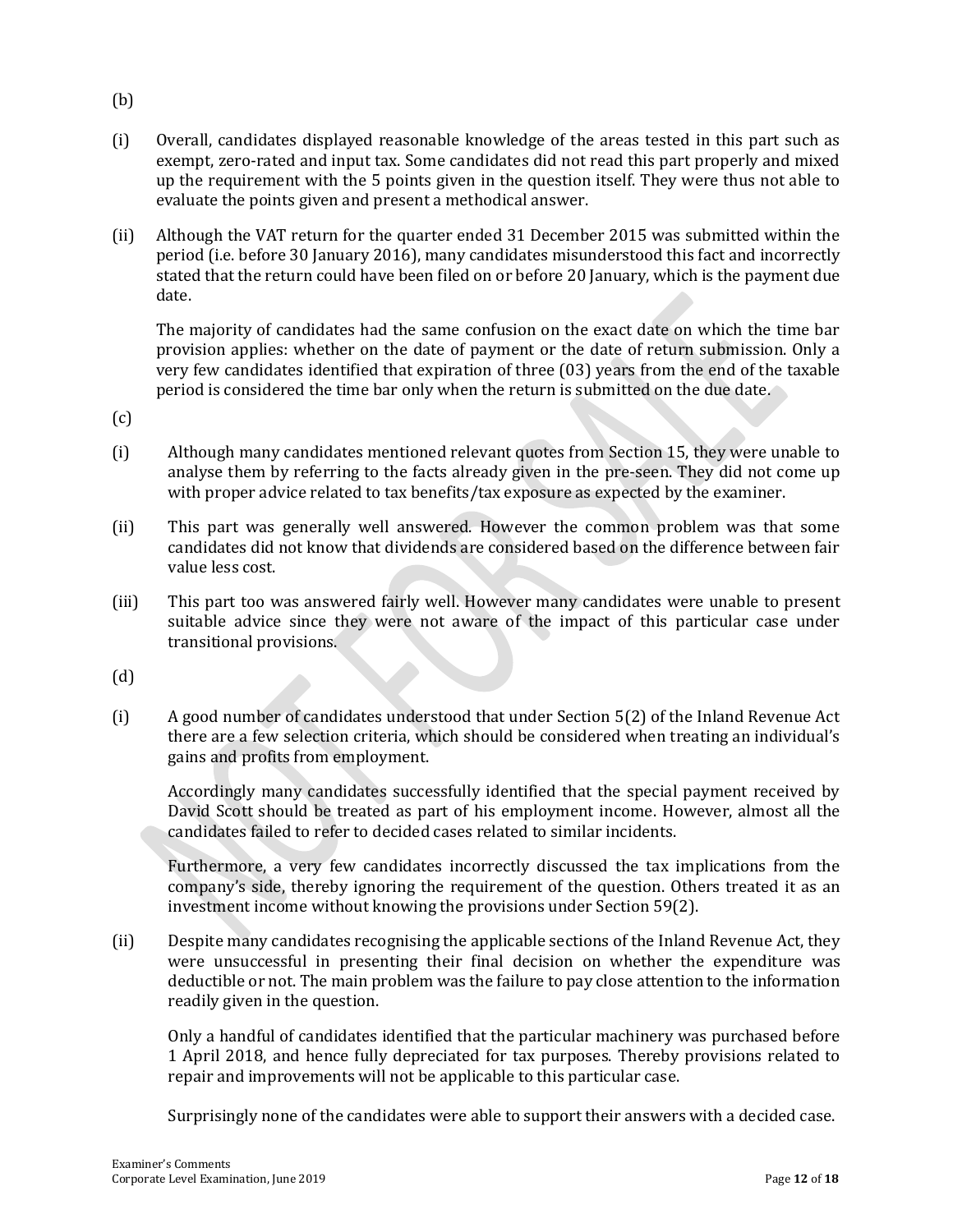(b)

(i) Overall, candidates displayed reasonable knowledge of the areas tested in this part such as exempt, zero-rated and input tax. Some candidates did not read this part properly and mixed up the requirement with the 5 points given in the question itself. They were thus not able to evaluate the points given and present a methodical answer.

(ii) Although the VAT return for the quarter ended 31 December 2015 was submitted within the period (i.e. before 30 January 2016), many candidates misunderstood this fact and incorrectly stated that the return could have been filed on or before 20 January, which is the payment due date.

The majority of candidates had the same confusion on the exact date on which the time bar provision applies: whether on the date of payment or the date of return submission. Only a very few candidates identified that expiration of three (03) years from the end of the taxable period is considered the time bar only when the return is submitted on the due date.

(c)

(i) Although many candidates mentioned relevant quotes from Section 15, they were unable to analyse them by referring to the facts already given in the pre-seen. They did not come up with proper advice related to tax benefits/tax exposure as expected by the examiner.

(ii) This part was generally well answered. However the common problem was that some candidates did not know that dividends are considered based on the difference between fair value less cost.

(iii) This part too was answered fairly well. However many candidates were unable to present suitable advice since they were not aware of the impact of this particular case under transitional provisions.

(d)

(i) A good number of candidates understood that under Section 5(2) of the Inland Revenue Act there are a few selection criteria, which should be considered when treating an individual's gains and profits from employment.

Accordingly many candidates successfully identified that the special payment received by David Scott should be treated as part of his employment income. However, almost all the candidates failed to refer to decided cases related to similar incidents.

Furthermore, a very few candidates incorrectly discussed the tax implications from the company's side, thereby ignoring the requirement of the question. Others treated it as an investment income without knowing the provisions under Section 59(2).

(ii) Despite many candidates recognising the applicable sections of the Inland Revenue Act, they were unsuccessful in presenting their final decision on whether the expenditure was deductible or not. The main problem was the failure to pay close attention to the information readily given in the question.

Only a handful of candidates identified that the particular machinery was purchased before 1 April 2018, and hence fully depreciated for tax purposes. Thereby provisions related to repair and improvements will not be applicable to this particular case.

Surprisingly none of the candidates were able to support their answers with a decided case.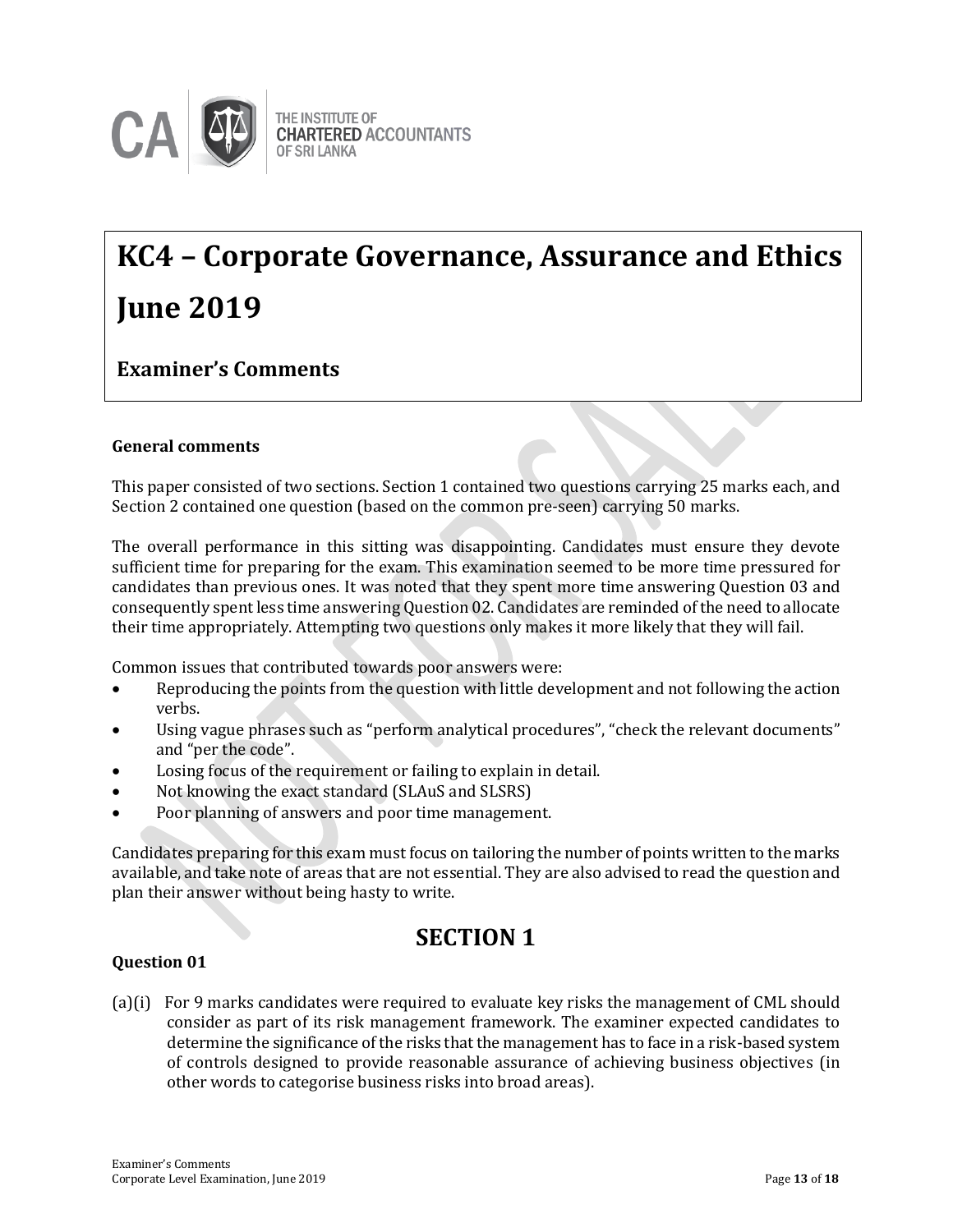# KC4 – Corporate Governance, Assurance and Ethics

# June 2019

## Examiner's Comments

**General comments**

This paper consisted of two sections. Section 1 contained two questions carrying 25 marks each, and Section 2 contained one question (based on the common pre-seen) carrying 50 marks.

The overall performance in this sitting was disappointing. Candidates must ensure they devote sufficient time for preparing for the exam. This examination seemed to be more time pressured for candidates than previous ones. It was noted that they spent more time answering Question 03 and consequently spent less time answering Question 02. Candidates are reminded of the need to allocate their time appropriately. Attempting two questions only makes it more likely that they will fail.

Common issues that contributed towards poor answers were:

- Reproducing the points from the question with little development and not following the action verbs.
- Using vague phrases such as "perform analytical procedures", "check the relevant documents" and "per the code".
- Losing focus of the requirement or failing to explain in detail.
- Not knowing the exact standard (SLAuS and SLSRS)
- Poor planning of answers and poor time management.

Candidates preparing for this exam must focus on tailoring the number of points written to the marks available, and take note of areas that are not essential. They are also advised to read the question and plan their answer without being hasty to write.

## SECTION 1

**Question 01**

(a)(i) For 9 marks candidates were required to evaluate key risks the management of CML should consider as part of its risk management framework. The examiner expected candidates to determine the significance of the risks that the management has to face in a risk-based system of controls designed to provide reasonable assurance of achieving business objectives (in other words to categorise business risks into broad areas).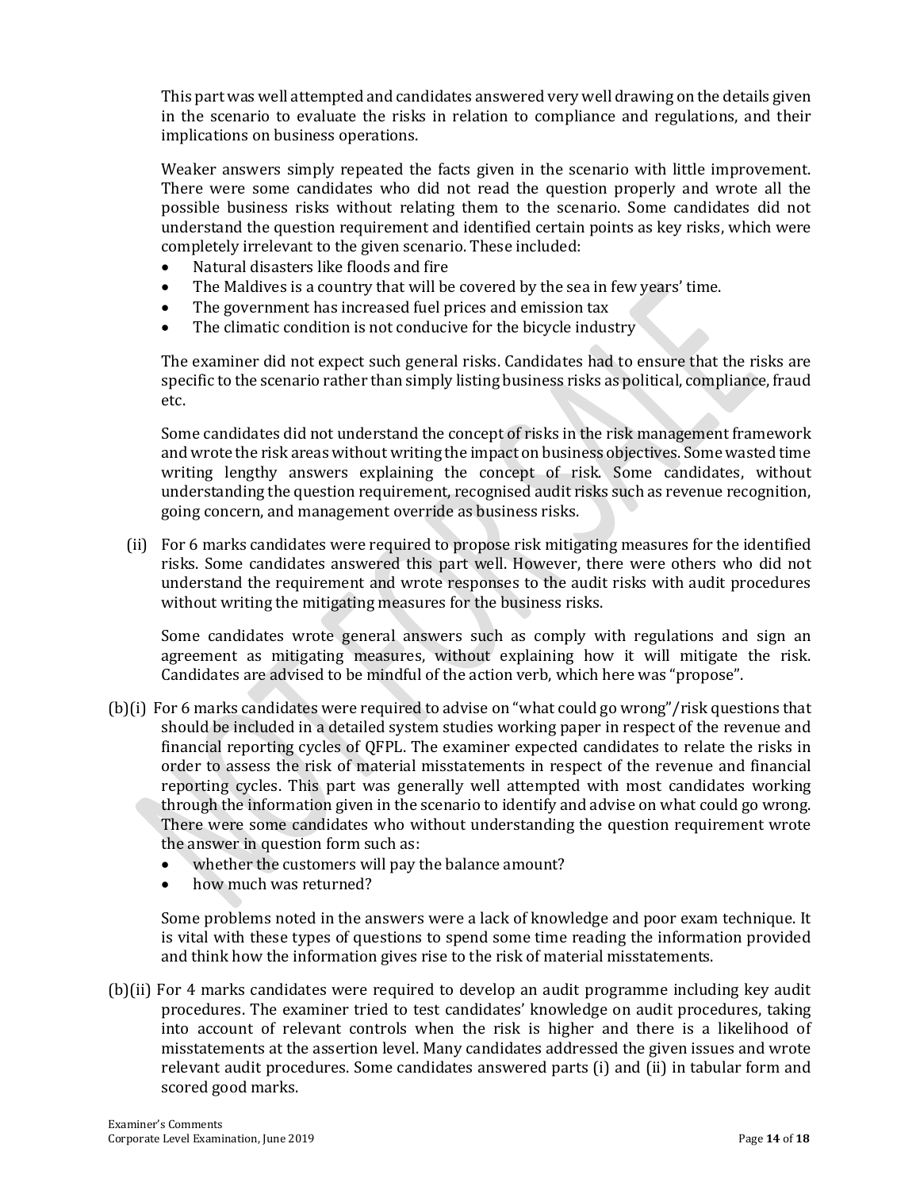This part was well attempted and candidates answered very well drawing on the details given in the scenario to evaluate the risks in relation to compliance and regulations, and their implications on business operations.

Weaker answers simply repeated the facts given in the scenario with little improvement. There were some candidates who did not read the question properly and wrote all the possible business risks without relating them to the scenario. Some candidates did not understand the question requirement and identified certain points as key risks, which were completely irrelevant to the given scenario. These included:

- Natural disasters like floods and fire
- The Maldives is a country that will be covered by the sea in few years' time.
- The government has increased fuel prices and emission tax
- The climatic condition is not conducive for the bicycle industry

The examiner did not expect such general risks. Candidates had to ensure that the risks are specific to the scenario rather than simply listing business risks as political, compliance, fraud etc.

Some candidates did not understand the concept of risks in the risk management framework and wrote the risk areas without writing the impact on business objectives. Some wasted time writing lengthy answers explaining the concept of risk. Some candidates, without understanding the question requirement, recognised audit risks such as revenue recognition, going concern, and management override as business risks.

(ii) For 6 marks candidates were required to propose risk mitigating measures for the identified risks. Some candidates answered this part well. However, there were others who did not understand the requirement and wrote responses to the audit risks with audit procedures without writing the mitigating measures for the business risks.

Some candidates wrote general answers such as comply with regulations and sign an agreement as mitigating measures, without explaining how it will mitigate the risk. Candidates are advised to be mindful of the action verb, which here was "propose".

(b)(i) For 6 marks candidates were required to advise on "what could go wrong"/risk questions that should be included in a detailed system studies working paper in respect of the revenue and financial reporting cycles of QFPL. The examiner expected candidates to relate the risks in order to assess the risk of material misstatements in respect of the revenue and financial reporting cycles. This part was generally well attempted with most candidates working through the information given in the scenario to identify and advise on what could go wrong. There were some candidates who without understanding the question requirement wrote the answer in question form such as:

- whether the customers will pay the balance amount?
- how much was returned?

Some problems noted in the answers were a lack of knowledge and poor exam technique. It is vital with these types of questions to spend some time reading the information provided and think how the information gives rise to the risk of material misstatements.

(b)(ii) For 4 marks candidates were required to develop an audit programme including key audit procedures. The examiner tried to test candidates' knowledge on audit procedures, taking into account of relevant controls when the risk is higher and there is a likelihood of misstatements at the assertion level. Many candidates addressed the given issues and wrote relevant audit procedures. Some candidates answered parts (i) and (ii) in tabular form and scored good marks.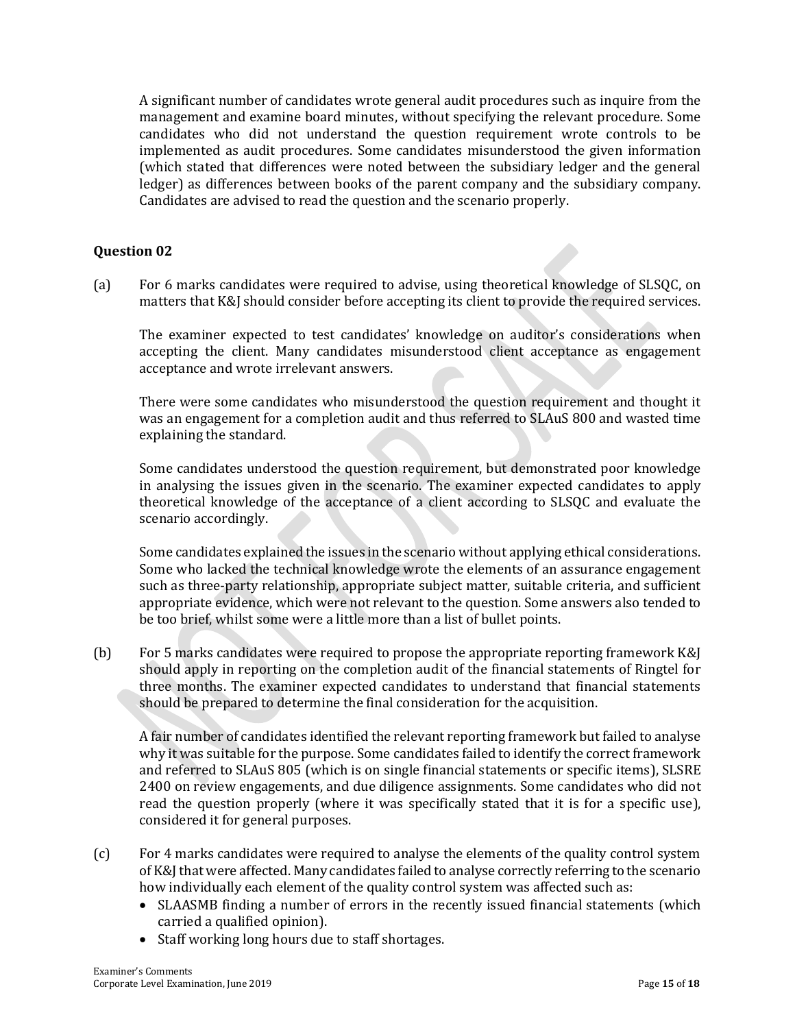A significant number of candidates wrote general audit procedures such as inquire from the management and examine board minutes, without specifying the relevant procedure. Some candidates who did not understand the question requirement wrote controls to be implemented as audit procedures. Some candidates misunderstood the given information (which stated that differences were noted between the subsidiary ledger and the general ledger) as differences between books of the parent company and the subsidiary company. Candidates are advised to read the question and the scenario properly.

### Question 02

(a) For 6 marks candidates were required to advise, using theoretical knowledge of SLSQC, on matters that K&J should consider before accepting its client to provide the required services.

The examiner expected to test candidates' knowledge on auditor's considerations when accepting the client. Many candidates misunderstood client acceptance as engagement acceptance and wrote irrelevant answers.

There were some candidates who misunderstood the question requirement and thought it was an engagement for a completion audit and thus referred to SLAuS 800 and wasted time explaining the standard.

Some candidates understood the question requirement, but demonstrated poor knowledge in analysing the issues given in the scenario. The examiner expected candidates to apply theoretical knowledge of the acceptance of a client according to SLSQC and evaluate the scenario accordingly.

Some candidates explained the issues in the scenario without applying ethical considerations. Some who lacked the technical knowledge wrote the elements of an assurance engagement such as three-party relationship, appropriate subject matter, suitable criteria, and sufficient appropriate evidence, which were not relevant to the question. Some answers also tended to be too brief, whilst some were a little more than a list of bullet points.

(b) For 5 marks candidates were required to propose the appropriate reporting framework K&J should apply in reporting on the completion audit of the financial statements of Ringtel for three months. The examiner expected candidates to understand that financial statements should be prepared to determine the final consideration for the acquisition.

A fair number of candidates identified the relevant reporting framework but failed to analyse why it was suitable for the purpose. Some candidates failed to identify the correct framework and referred to SLAuS 805 (which is on single financial statements or specific items), SLSRE 2400 on review engagements, and due diligence assignments. Some candidates who did not read the question properly (where it was specifically stated that it is for a specific use), considered it for general purposes.

(c) For 4 marks candidates were required to analyse the elements of the quality control system of K&J that were affected. Many candidates failed to analyse correctly referring to the scenario how individually each element of the quality control system was affected such as:

- SLAASMB finding a number of errors in the recently issued financial statements (which carried a qualified opinion).
- Staff working long hours due to staff shortages.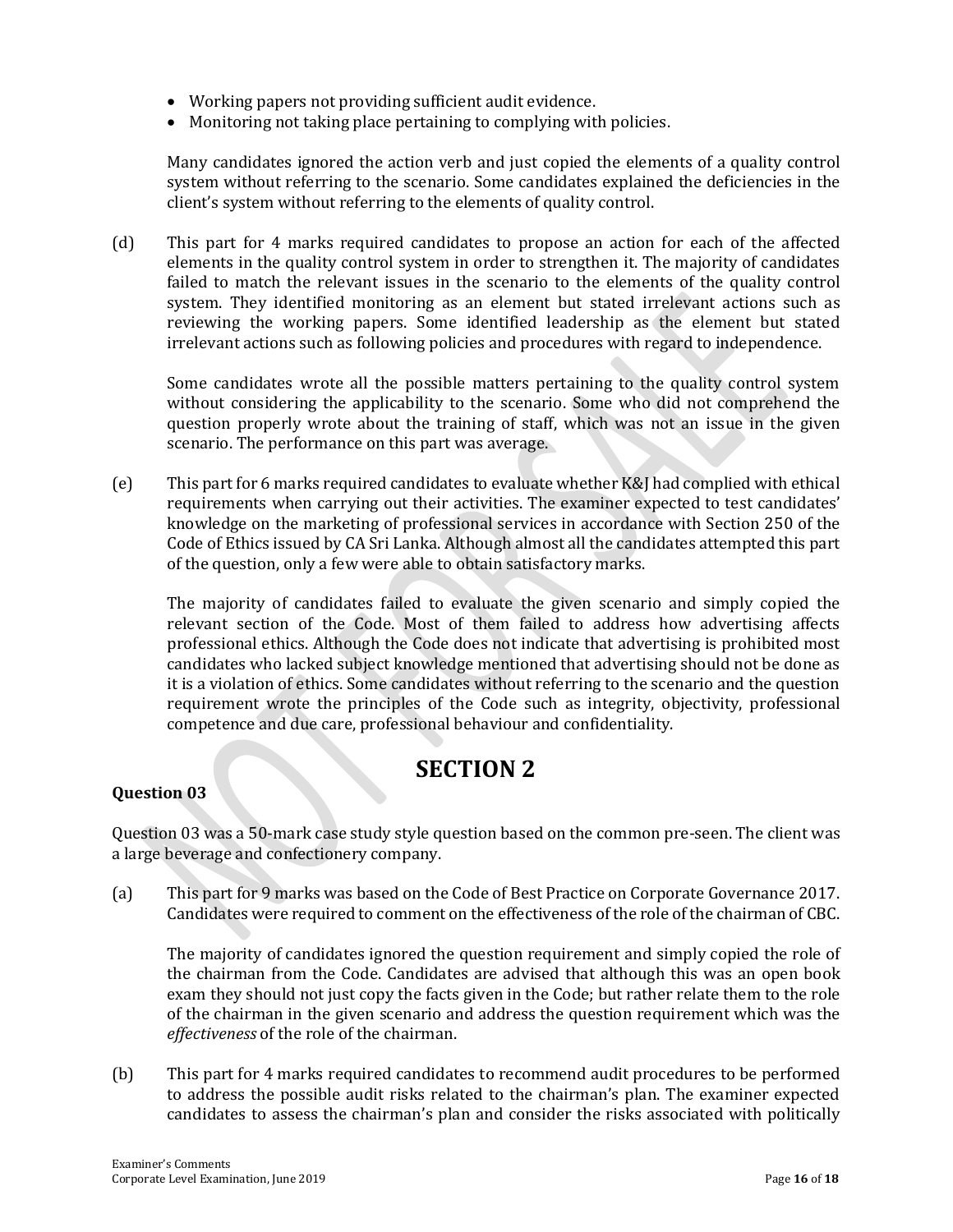- Working papers not providing sufficient audit evidence.
- Monitoring not taking place pertaining to complying with policies.

Many candidates ignored the action verb and just copied the elements of a quality control system without referring to the scenario. Some candidates explained the deficiencies in the client's system without referring to the elements of quality control.

(d) This part for 4 marks required candidates to propose an action for each of the affected elements in the quality control system in order to strengthen it. The majority of candidates failed to match the relevant issues in the scenario to the elements of the quality control system. They identified monitoring as an element but stated irrelevant actions such as reviewing the working papers. Some identified leadership as the element but stated irrelevant actions such as following policies and procedures with regard to independence.

Some candidates wrote all the possible matters pertaining to the quality control system without considering the applicability to the scenario. Some who did not comprehend the question properly wrote about the training of staff, which was not an issue in the given scenario. The performance on this part was average.

(e) This part for 6 marks required candidates to evaluate whether K&J had complied with ethical requirements when carrying out their activities. The examiner expected to test candidates' knowledge on the marketing of professional services in accordance with Section 250 of the Code of Ethics issued by CA Sri Lanka. Although almost all the candidates attempted this part of the question, only a few were able to obtain satisfactory marks.

The majority of candidates failed to evaluate the given scenario and simply copied the relevant section of the Code. Most of them failed to address how advertising affects professional ethics. Although the Code does not indicate that advertising is prohibited most candidates who lacked subject knowledge mentioned that advertising should not be done as it is a violation of ethics. Some candidates without referring to the scenario and the question requirement wrote the principles of the Code such as integrity, objectivity, professional competence and due care, professional behaviour and confidentiality.

# SECTION 2

**Question 03**

Question 03 was a 50-mark case study style question based on the common pre-seen. The client was a large beverage and confectionery company.

(a) This part for 9 marks was based on the Code of Best Practice on Corporate Governance 2017. Candidates were required to comment on the effectiveness of the role of the chairman of CBC.

The majority of candidates ignored the question requirement and simply copied the role of the chairman from the Code. Candidates are advised that although this was an open book exam they should not just copy the facts given in the Code; but rather relate them to the role of the chairman in the given scenario and address the question requirement which was the *effectiveness* of the role of the chairman.

(b) This part for 4 marks required candidates to recommend audit procedures to be performed to address the possible audit risks related to the chairman's plan. The examiner expected candidates to assess the chairman's plan and consider the risks associated with politically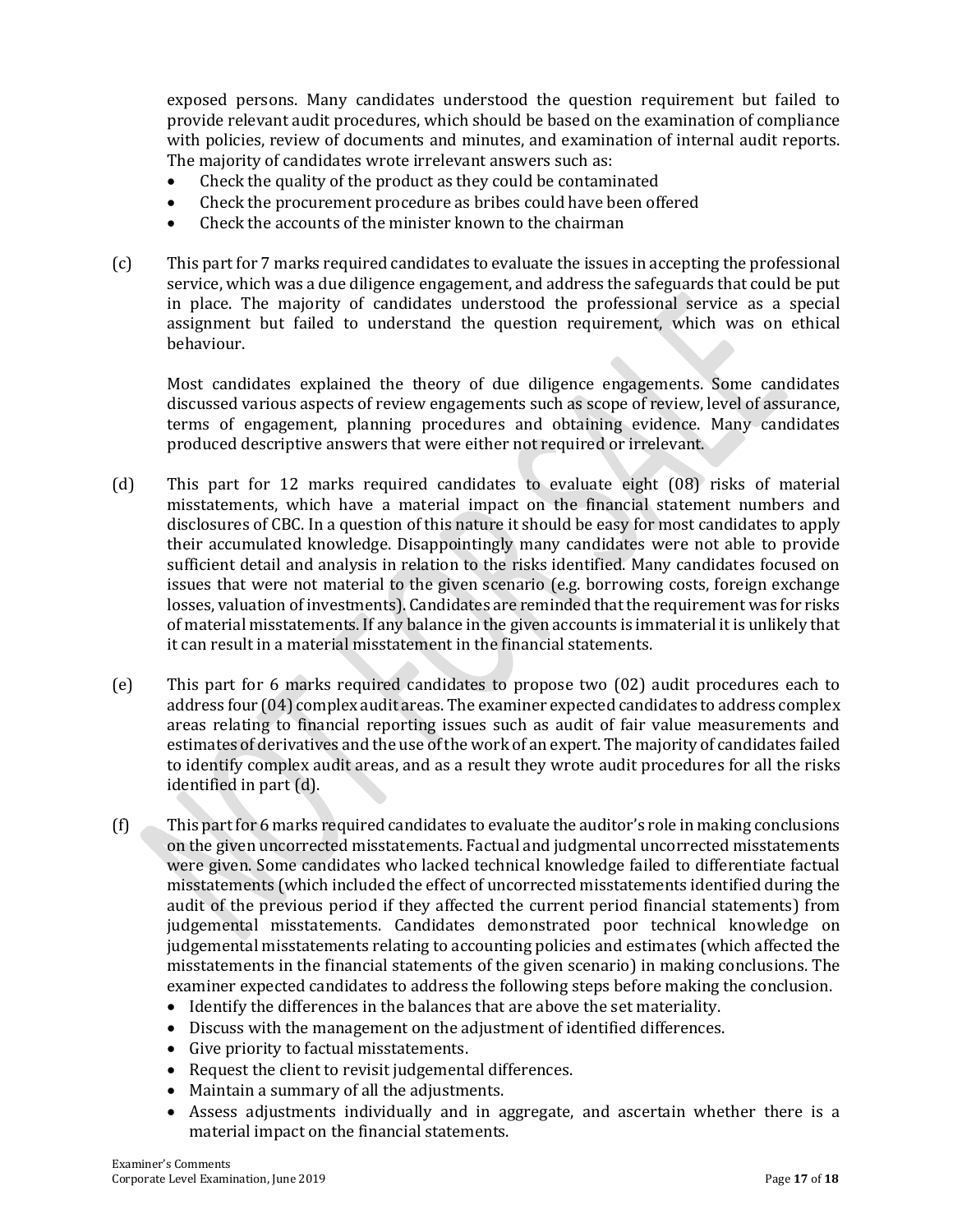exposed persons. Many candidates understood the question requirement but failed to provide relevant audit procedures, which should be based on the examination of compliance with policies, review of documents and minutes, and examination of internal audit reports. The majority of candidates wrote irrelevant answers such as:

- Check the quality of the product as they could be contaminated
- Check the procurement procedure as bribes could have been offered
- Check the accounts of the minister known to the chairman

(c) This part for 7 marks required candidates to evaluate the issues in accepting the professional service, which was a due diligence engagement, and address the safeguards that could be put in place. The majority of candidates understood the professional service as a special assignment but failed to understand the question requirement, which was on ethical behaviour.

Most candidates explained the theory of due diligence engagements. Some candidates discussed various aspects of review engagements such as scope of review, level of assurance, terms of engagement, planning procedures and obtaining evidence. Many candidates produced descriptive answers that were either not required or irrelevant.

(d) This part for 12 marks required candidates to evaluate eight (08) risks of material misstatements, which have a material impact on the financial statement numbers and disclosures of CBC. In a question of this nature it should be easy for most candidates to apply their accumulated knowledge. Disappointingly many candidates were not able to provide sufficient detail and analysis in relation to the risks identified. Many candidates focused on issues that were not material to the given scenario (e.g. borrowing costs, foreign exchange losses, valuation of investments). Candidates are reminded that the requirement was for risks of material misstatements. If any balance in the given accounts is immaterial it is unlikely that it can result in a material misstatement in the financial statements.

(e) This part for 6 marks required candidates to propose two (02) audit procedures each to address four (04) complex audit areas. The examiner expected candidates to address complex areas relating to financial reporting issues such as audit of fair value measurements and estimates of derivatives and the use of the work of an expert. The majority of candidates failed to identify complex audit areas, and as a result they wrote audit procedures for all the risks identified in part (d).

(f) This part for 6 marks required candidates to evaluate the auditor's role in making conclusions on the given uncorrected misstatements. Factual and judgmental uncorrected misstatements were given. Some candidates who lacked technical knowledge failed to differentiate factual misstatements (which included the effect of uncorrected misstatements identified during the audit of the previous period if they affected the current period financial statements) from judgemental misstatements. Candidates demonstrated poor technical knowledge on judgemental misstatements relating to accounting policies and estimates (which affected the misstatements in the financial statements of the given scenario) in making conclusions. The examiner expected candidates to address the following steps before making the conclusion.

- Identify the differences in the balances that are above the set materiality.
- Discuss with the management on the adjustment of identified differences.
- Give priority to factual misstatements.
- Request the client to revisit judgemental differences.
- Maintain a summary of all the adjustments.
- Assess adjustments individually and in aggregate, and ascertain whether there is a material impact on the financial statements.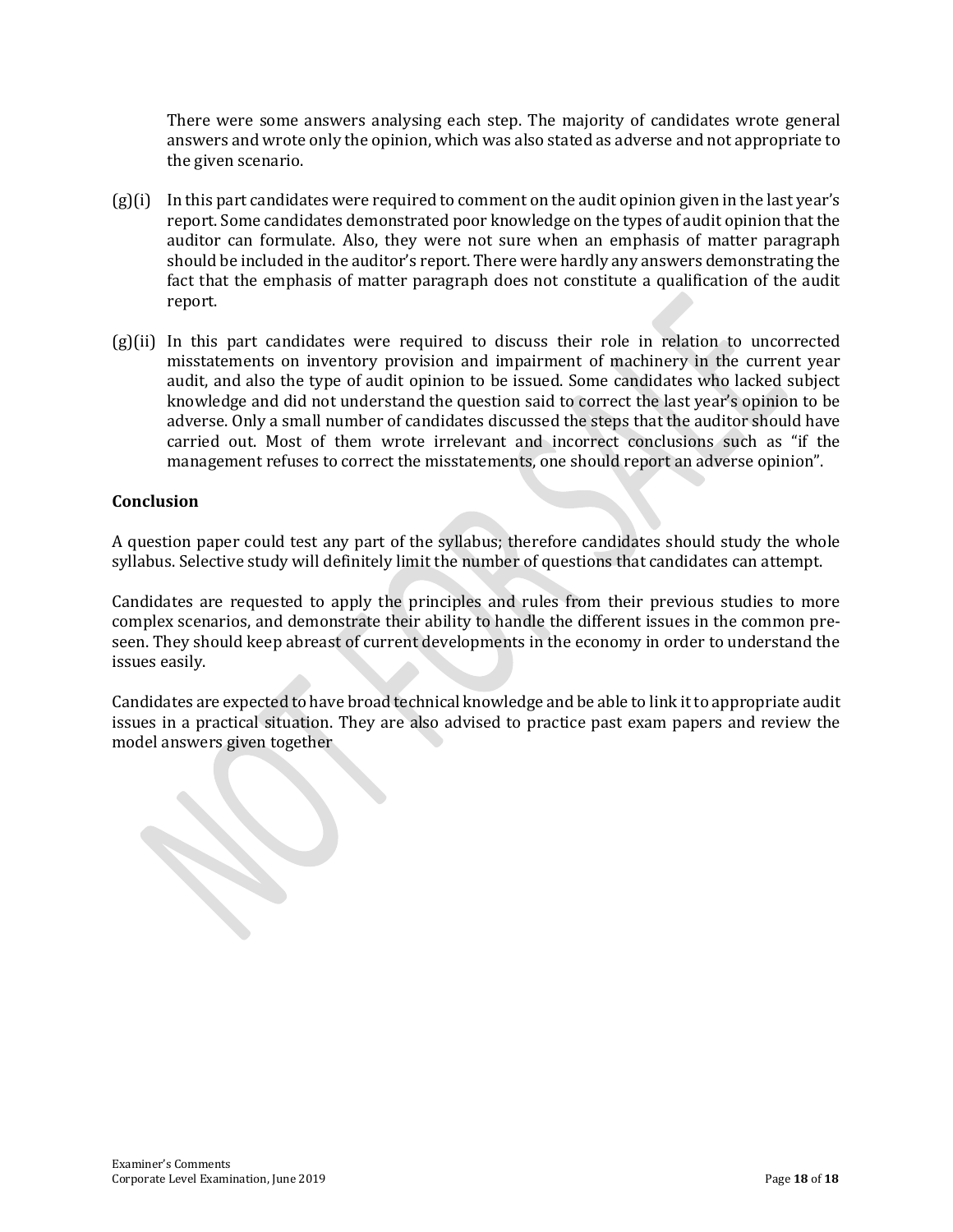There were some answers analysing each step. The majority of candidates wrote general answers and wrote only the opinion, which was also stated as adverse and not appropriate to the given scenario.

(g)(i) In this part candidates were required to comment on the audit opinion given in the last year's report. Some candidates demonstrated poor knowledge on the types of audit opinion that the auditor can formulate. Also, they were not sure when an emphasis of matter paragraph should be included in the auditor's report. There were hardly any answers demonstrating the fact that the emphasis of matter paragraph does not constitute a qualification of the audit report.

(g)(ii) In this part candidates were required to discuss their role in relation to uncorrected misstatements on inventory provision and impairment of machinery in the current year audit, and also the type of audit opinion to be issued. Some candidates who lacked subject knowledge and did not understand the question said to correct the last year's opinion to be adverse. Only a small number of candidates discussed the steps that the auditor should have carried out. Most of them wrote irrelevant and incorrect conclusions such as "if the management refuses to correct the misstatements, one should report an adverse opinion".

**Conclusion**

A question paper could test any part of the syllabus; therefore candidates should study the whole syllabus. Selective study will definitely limit the number of questions that candidates can attempt.

Candidates are requested to apply the principles and rules from their previous studies to more complex scenarios, and demonstrate their ability to handle the different issues in the common pre-seen. They should keep abreast of current developments in the economy in order to understand the issues easily.

Candidates are expected to have broad technical knowledge and be able to link it to appropriate audit issues in a practical situation. They are also advised to practice past exam papers and review the model answers given together